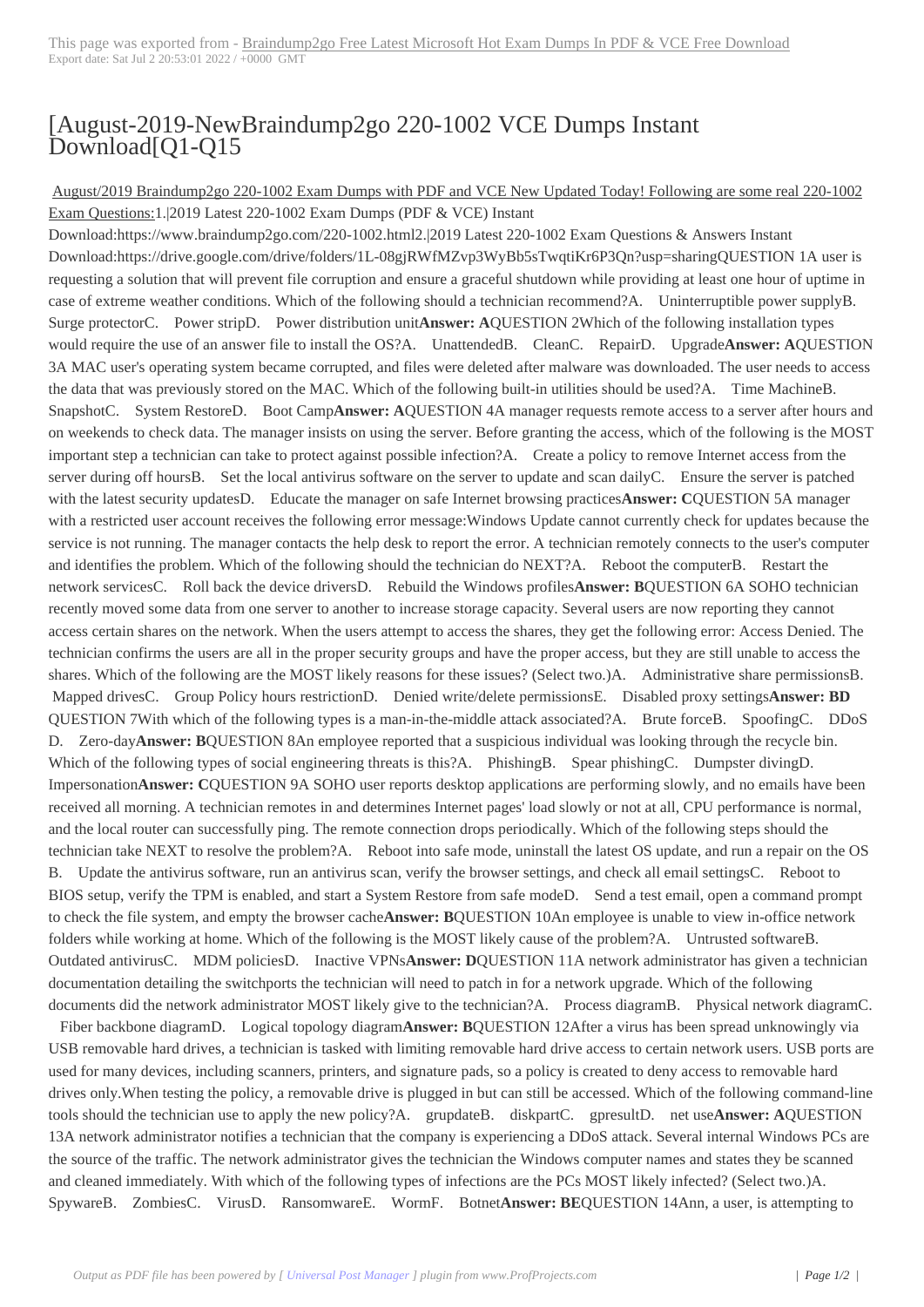# [August-2019-NewBraindump2go 220-1002 VCE Dumps Instant Download[Q1-Q15

August/2019 Braindump2go 220-1002 Exam Dumps with PDF and VCE New Updated Today! Following are some real 220-1002 Exam Questions:1.|2019 Latest 220-1002 Exam Dumps (PDF & VCE) Instant Download:https://www.braindump2go.com/220-1002.html2.|2019 Latest 220-1002 Exam Questions & Answers Instant Download:https://drive.google.com/drive/folders/1L-08gjRWfMZvp3WyBb5sTwqtiKr6P3Qn?usp=sharing

QUESTION 1
A user is requesting a solution that will prevent file corruption and ensure a graceful shutdown while providing at least one hour of uptime in case of extreme weather conditions. Which of the following should a technician recommend?
A. Uninterruptible power supply
B. Surge protector
C. Power strip
D. Power distribution unit
**Answer: A**

QUESTION 2
Which of the following installation types would require the use of an answer file to install the OS?
A. Unattended
B. Clean
C. Repair
D. Upgrade
**Answer: A**

QUESTION 3
A MAC user's operating system became corrupted, and files were deleted after malware was downloaded. The user needs to access the data that was previously stored on the MAC. Which of the following built-in utilities should be used?
A. Time Machine
B. Snapshot
C. System Restore
D. Boot Camp
**Answer: A**

QUESTION 4
A manager requests remote access to a server after hours and on weekends to check data. The manager insists on using the server. Before granting the access, which of the following is the MOST important step a technician can take to protect against possible infection?
A. Create a policy to remove Internet access from the server during off hours
B. Set the local antivirus software on the server to update and scan daily
C. Ensure the server is patched with the latest security updates
D. Educate the manager on safe Internet browsing practices
**Answer: C**

QUESTION 5
A manager with a restricted user account receives the following error message:Windows Update cannot currently check for updates because the service is not running. The manager contacts the help desk to report the error. A technician remotely connects to the user's computer and identifies the problem. Which of the following should the technician do NEXT?
A. Reboot the computer
B. Restart the network services
C. Roll back the device drivers
D. Rebuild the Windows profiles
**Answer: B**

QUESTION 6
A SOHO technician recently moved some data from one server to another to increase storage capacity. Several users are now reporting they cannot access certain shares on the network. When the users attempt to access the shares, they get the following error: Access Denied. The technician confirms the users are all in the proper security groups and have the proper access, but they are still unable to access the shares. Which of the following are the MOST likely reasons for these issues? (Select two.)
A. Administrative share permissions
B. Mapped drives
C. Group Policy hours restriction
D. Denied write/delete permissions
E. Disabled proxy settings
**Answer: BD**

QUESTION 7
With which of the following types is a man-in-the-middle attack associated?
A. Brute force
B. Spoofing
C. DDoS
D. Zero-day
**Answer: B**

QUESTION 8
An employee reported that a suspicious individual was looking through the recycle bin. Which of the following types of social engineering threats is this?
A. Phishing
B. Spear phishing
C. Dumpster diving
D. Impersonation
**Answer: C**

QUESTION 9
A SOHO user reports desktop applications are performing slowly, and no emails have been received all morning. A technician remotes in and determines Internet pages' load slowly or not at all, CPU performance is normal, and the local router can successfully ping. The remote connection drops periodically. Which of the following steps should the technician take NEXT to resolve the problem?
A. Reboot into safe mode, uninstall the latest OS update, and run a repair on the OS
B. Update the antivirus software, run an antivirus scan, verify the browser settings, and check all email settings
C. Reboot to BIOS setup, verify the TPM is enabled, and start a System Restore from safe mode
D. Send a test email, open a command prompt to check the file system, and empty the browser cache
**Answer: B**

QUESTION 10
An employee is unable to view in-office network folders while working at home. Which of the following is the MOST likely cause of the problem?
A. Untrusted software
B. Outdated antivirus
C. MDM policies
D. Inactive VPNs
**Answer: D**

QUESTION 11
A network administrator has given a technician documentation detailing the switchports the technician will need to patch in for a network upgrade. Which of the following documents did the network administrator MOST likely give to the technician?
A. Process diagram
B. Physical network diagram
C. Fiber backbone diagram
D. Logical topology diagram
**Answer: B**

QUESTION 12
After a virus has been spread unknowingly via USB removable hard drives, a technician is tasked with limiting removable hard drive access to certain network users. USB ports are used for many devices, including scanners, printers, and signature pads, so a policy is created to deny access to removable hard drives only.When testing the policy, a removable drive is plugged in but can still be accessed. Which of the following command-line tools should the technician use to apply the new policy?
A. grupdate
B. diskpart
C. gpresult
D. net use
**Answer: A**

QUESTION 13
A network administrator notifies a technician that the company is experiencing a DDoS attack. Several internal Windows PCs are the source of the traffic. The network administrator gives the technician the Windows computer names and states they be scanned and cleaned immediately. With which of the following types of infections are the PCs MOST likely infected? (Select two.)
A. Spyware
B. Zombies
C. Virus
D. Ransomware
E. Worm
F. Botnet
**Answer: BE**

QUESTION 14
Ann, a user, is attempting to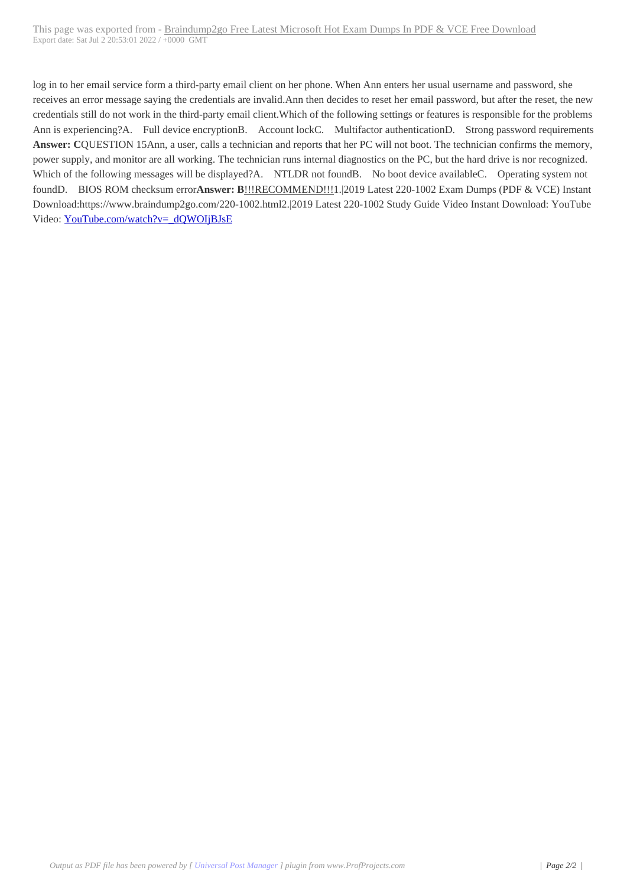log in to her email service form a third-party email client on her phone. When Ann enters her usual username and password, she receives an error message saying the credentials are invalid.Ann then decides to reset her email password, but after the reset, the new credentials still do not work in the third-party email client.Which of the following settings or features is responsible for the problems Ann is experiencing?A. Full device encryptionB. Account lockC. Multifactor authenticationD. Strong password requirements **Answer: C**QUESTION 15Ann, a user, calls a technician and reports that her PC will not boot. The technician confirms the memory, power supply, and monitor are all working. The technician runs internal diagnostics on the PC, but the hard drive is nor recognized. Which of the following messages will be displayed?A. NTLDR not foundB. No boot device availableC. Operating system not foundD. BIOS ROM checksum error**Answer: B**!!!RECOMMEND!!!1.|2019 Latest 220-1002 Exam Dumps (PDF & VCE) Instant Download:https://www.braindump2go.com/220-1002.html2.|2019 Latest 220-1002 Study Guide Video Instant Download: YouTube Video: [YouTube.com/watch?v=_dQWOIjBJsE](YouTube.com/watch?v=_dQWOIjBJsE)